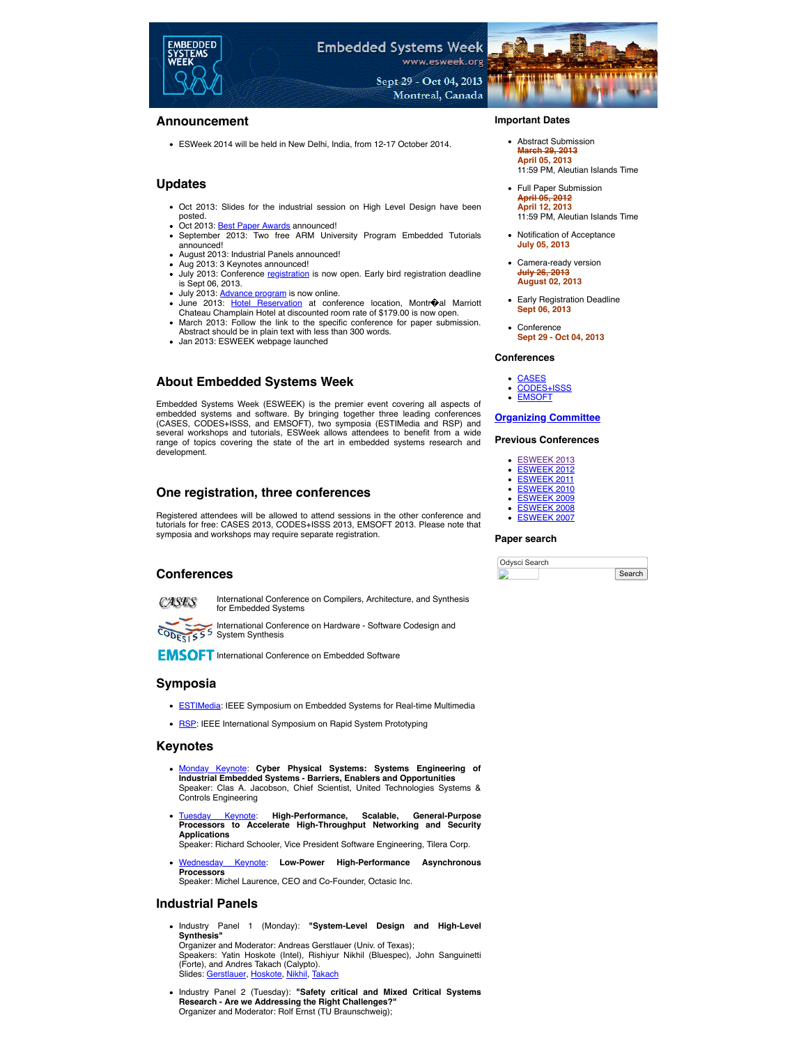# Embedded Systems Week

www.esweek.org

Sept 29 - Oct 04, 2013
Montreal, Canada

## Announcement

- ESWeek 2014 will be held in New Delhi, India, from 12-17 October 2014.

## Updates

- Oct 2013: Slides for the industrial session on High Level Design have been posted.
- Oct 2013: Best Paper Awards announced!
- September 2013: Two free ARM University Program Embedded Tutorials announced!
- August 2013: Industrial Panels announced!
- Aug 2013: 3 Keynotes announced!
- July 2013: Conference registration is now open. Early bird registration deadline is Sept 06, 2013.
- July 2013: Advance program is now online.
- June 2013: Hotel Reservation at conference location, Montr�al Marriott Chateau Champlain Hotel at discounted room rate of $179.00 is now open.
- March 2013: Follow the link to the specific conference for paper submission. Abstract should be in plain text with less than 300 words.
- Jan 2013: ESWEEK webpage launched

## About Embedded Systems Week

Embedded Systems Week (ESWEEK) is the premier event covering all aspects of embedded systems and software. By bringing together three leading conferences (CASES, CODES+ISSS, and EMSOFT), two symposia (ESTIMedia and RSP) and several workshops and tutorials, ESWeek allows attendees to benefit from a wide range of topics covering the state of the art in embedded systems research and development.

## One registration, three conferences

Registered attendees will be allowed to attend sessions in the other conference and tutorials for free: CASES 2013, CODES+ISSS 2013, EMSOFT 2013. Please note that symposia and workshops may require separate registration.

## Conferences

CASES International Conference on Compilers, Architecture, and Synthesis for Embedded Systems

CODES+ISSS International Conference on Hardware - Software Codesign and System Synthesis

EMSOFT International Conference on Embedded Software

## Symposia

- ESTIMedia: IEEE Symposium on Embedded Systems for Real-time Multimedia
- RSP: IEEE International Symposium on Rapid System Prototyping

## Keynotes

- Monday Keynote: **Cyber Physical Systems: Systems Engineering of Industrial Embedded Systems - Barriers, Enablers and Opportunities**
  Speaker: Clas A. Jacobson, Chief Scientist, United Technologies Systems & Controls Engineering
- Tuesday Keynote: **High-Performance, Scalable, General-Purpose Processors to Accelerate High-Throughput Networking and Security Applications**
  Speaker: Richard Schooler, Vice President Software Engineering, Tilera Corp.
- Wednesday Keynote: **Low-Power High-Performance Asynchronous Processors**
  Speaker: Michel Laurence, CEO and Co-Founder, Octasic Inc.

## Industrial Panels

- Industry Panel 1 (Monday): **"System-Level Design and High-Level Synthesis"**
  Organizer and Moderator: Andreas Gerstlauer (Univ. of Texas);
  Speakers: Yatin Hoskote (Intel), Rishiyur Nikhil (Bluespec), John Sanguinetti (Forte), and Andres Takach (Calypto).
  Slides: Gerstlauer, Hoskote, Nikhil, Takach
- Industry Panel 2 (Tuesday): **"Safety critical and Mixed Critical Systems Research - Are we Addressing the Right Challenges?"**
  Organizer and Moderator: Rolf Ernst (TU Braunschweig);

## Important Dates

- Abstract Submission
  ~~March 29, 2013~~
  **April 05, 2013**
  11:59 PM, Aleutian Islands Time
- Full Paper Submission
  ~~April 05, 2012~~
  **April 12, 2013**
  11:59 PM, Aleutian Islands Time
- Notification of Acceptance
  **July 05, 2013**
- Camera-ready version
  ~~July 26, 2013~~
  **August 02, 2013**
- Early Registration Deadline
  **Sept 06, 2013**
- Conference
  **Sept 29 - Oct 04, 2013**

## Conferences

- CASES
- CODES+ISSS
- EMSOFT

## Organizing Committee

## Previous Conferences

- ESWEEK 2013
- ESWEEK 2012
- ESWEEK 2011
- ESWEEK 2010
- ESWEEK 2009
- ESWEEK 2008
- ESWEEK 2007

## Paper search

Odysci Search

Search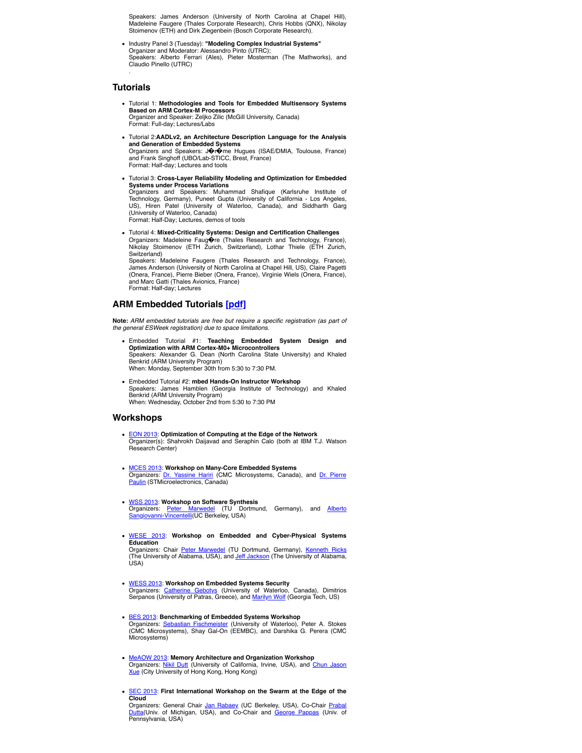Speakers: James Anderson (University of North Carolina at Chapel Hill), Madeleine Faugere (Thales Corporate Research), Chris Hobbs (QNX), Nikolay Stoimenov (ETH) and Dirk Ziegenbein (Bosch Corporate Research).

- Industry Panel 3 (Tuesday): **"Modeling Complex Industrial Systems"**
  Organizer and Moderator: Alessandro Pinto (UTRC);
  Speakers: Alberto Ferrari (Ales), Pieter Mosterman (The Mathworks), and Claudio Pinello (UTRC)
  .

## Tutorials

- Tutorial 1: **Methodologies and Tools for Embedded Multisensory Systems Based on ARM Cortex-M Processors**
  Organizer and Speaker: Zeljko Zilic (McGill University, Canada)
  Format: Full-day; Lectures/Labs

- Tutorial 2:**AADLv2, an Architecture Description Language for the Analysis and Generation of Embedded Systems**
  Organizers and Speakers: J�r�me Hugues (ISAE/DMIA, Toulouse, France) and Frank Singhoff (UBO/Lab-STICC, Brest, France)
  Format: Half-day; Lectures and tools

- Tutorial 3: **Cross-Layer Reliability Modeling and Optimization for Embedded Systems under Process Variations**
  Organizers and Speakers: Muhammad Shafique (Karlsruhe Institute of Technology, Germany), Puneet Gupta (University of California - Los Angeles, US), Hiren Patel (University of Waterloo, Canada), and Siddharth Garg (University of Waterloo, Canada)
  Format: Half-Day; Lectures, demos of tools

- Tutorial 4: **Mixed-Criticality Systems: Design and Certification Challenges**
  Organizers: Madeleine Faug�re (Thales Research and Technology, France), Nikolay Stoimenov (ETH Zurich, Switzerland), Lothar Thiele (ETH Zurich, Switzerland)
  Speakers: Madeleine Faugere (Thales Research and Technology, France), James Anderson (University of North Carolina at Chapel Hill, US), Claire Pagetti (Onera, France), Pierre Bieber (Onera, France), Virginie Wiels (Onera, France), and Marc Gatti (Thales Avionics, France)
  Format: Half-day; Lectures

## ARM Embedded Tutorials [pdf]

**Note:** *ARM embedded tutorials are free but require a specific registration (as part of the general ESWeek registration) due to space limitations.*

- Embedded Tutorial #1: **Teaching Embedded System Design and Optimization with ARM Cortex-M0+ Microcontrollers**
  Speakers: Alexander G. Dean (North Carolina State University) and Khaled Benkrid (ARM University Program)
  When: Monday, September 30th from 5:30 to 7:30 PM.

- Embedded Tutorial #2: **mbed Hands-On Instructor Workshop**
  Speakers: James Hamblen (Georgia Institute of Technology) and Khaled Benkrid (ARM University Program)
  When: Wednesday, October 2nd from 5:30 to 7:30 PM

## Workshops

- EON 2013: **Optimization of Computing at the Edge of the Network**
  Organizer(s): Shahrokh Daijavad and Seraphin Calo (both at IBM T.J. Watson Research Center)

- MCES 2013: **Workshop on Many-Core Embedded Systems**
  Organizers: Dr. Yassine Hariri (CMC Microsystems, Canada), and Dr. Pierre Paulin (STMicroelectronics, Canada)

- WSS 2013: **Workshop on Software Synthesis**
  Organizers: Peter Marwedel (TU Dortmund, Germany), and Alberto Sangiovanni-Vincentelli(UC Berkeley, USA)

- WESE 2013: **Workshop on Embedded and Cyber-Physical Systems Education**
  Organizers: Chair Peter Marwedel (TU Dortmund, Germany), Kenneth Ricks (The University of Alabama, USA), and Jeff Jackson (The University of Alabama, USA)

- WESS 2013: **Workshop on Embedded Systems Security**
  Organizers: Catherine Gebotys (University of Waterloo, Canada), Dimitrios Serpanos (University of Patras, Greece), and Marilyn Wolf (Georgia Tech, US)

- BES 2013: **Benchmarking of Embedded Systems Workshop**
  Organizers: Sebastian Fischmeister (University of Waterloo), Peter A. Stokes (CMC Microsystems), Shay Gal-On (EEMBC), and Darshika G. Perera (CMC Microsystems)

- MeAOW 2013: **Memory Architecture and Organization Workshop**
  Organizers: Nikil Dutt (University of California, Irvine, USA), and Chun Jason Xue (City University of Hong Kong, Hong Kong)

- SEC 2013: **First International Workshop on the Swarm at the Edge of the Cloud**
  Organizers: General Chair Jan Rabaey (UC Berkeley, USA), Co-Chair Prabal Dutta(Univ. of Michigan, USA), and Co-Chair and George Pappas (Univ. of Pennsylvania, USA)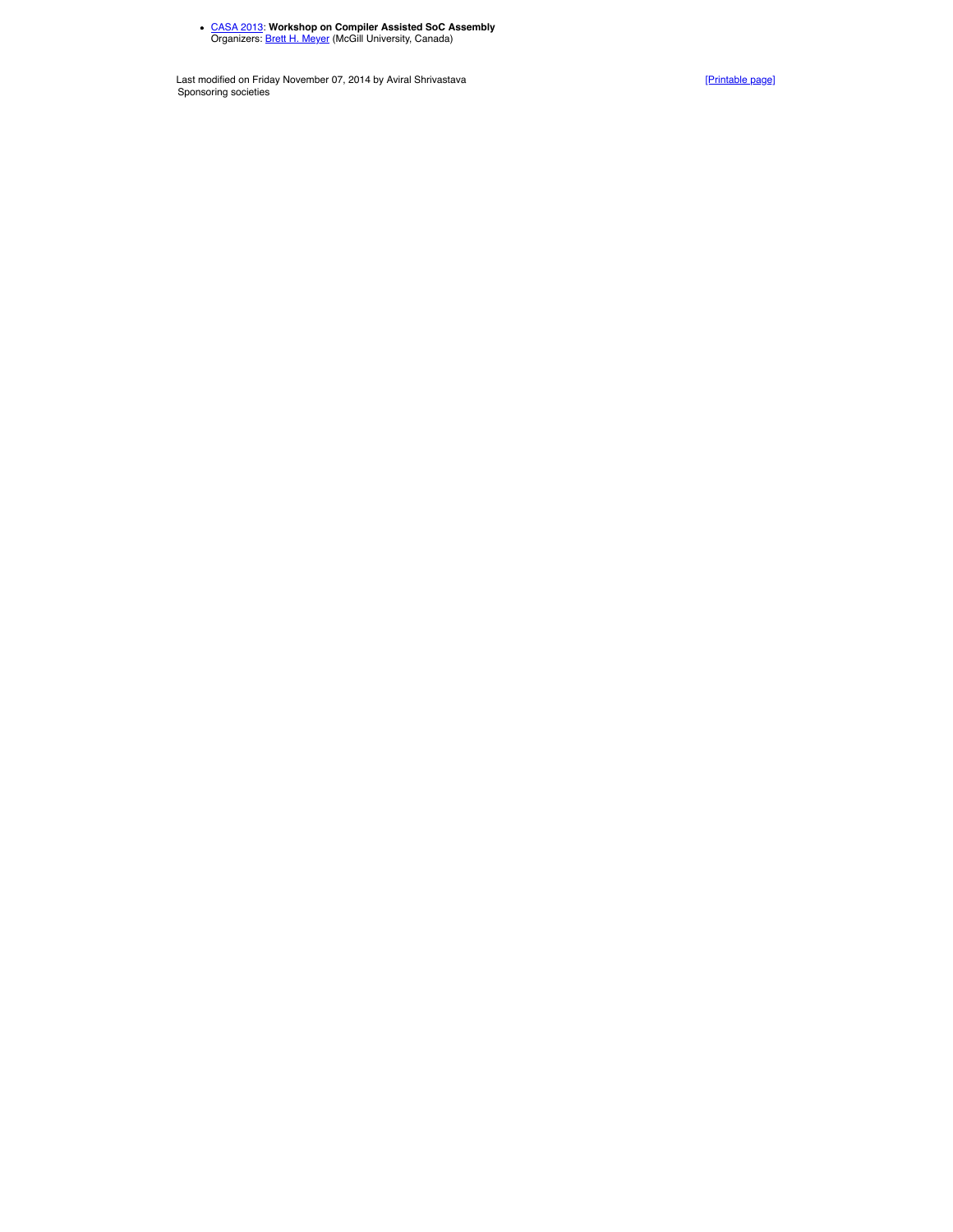- CASA 2013: **Workshop on Compiler Assisted SoC Assembly**
  Organizers: Brett H. Meyer (McGill University, Canada)

Last modified on Friday November 07, 2014 by Aviral Shrivastava [Printable page]
Sponsoring societies